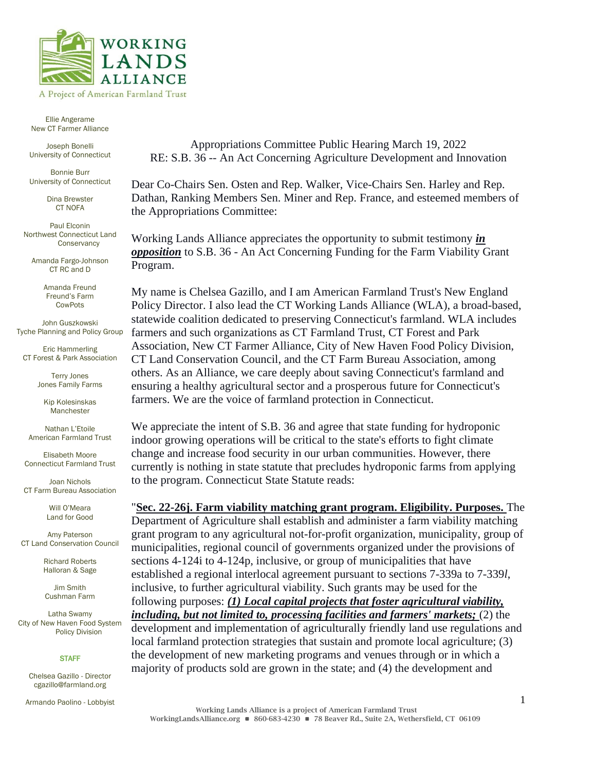WORKING LANDS ALLIANCE

A Project of American Farmland Trust

Ellie Angerame
New CT Farmer Alliance

Joseph Bonelli
University of Connecticut

Bonnie Burr
University of Connecticut

Dina Brewster
CT NOFA

Paul Elconin
Northwest Connecticut Land Conservancy

Amanda Fargo-Johnson
CT RC and D

Amanda Freund
Freund's Farm
CowPots

John Guszkowski
Tyche Planning and Policy Group

Eric Hammerling
CT Forest & Park Association

Terry Jones
Jones Family Farms

Kip Kolesinskas
Manchester

Nathan L'Etoile
American Farmland Trust

Elisabeth Moore
Connecticut Farmland Trust

Joan Nichols
CT Farm Bureau Association

Will O'Meara
Land for Good

Amy Paterson
CT Land Conservation Council

Richard Roberts
Halloran & Sage

Jim Smith
Cushman Farm

Latha Swamy
City of New Haven Food System Policy Division

STAFF

Chelsea Gazillo - Director
cgazillo@farmland.org

Armando Paolino - Lobbyist

Appropriations Committee Public Hearing March 19, 2022
RE: S.B. 36 -- An Act Concerning Agriculture Development and Innovation

Dear Co-Chairs Sen. Osten and Rep. Walker, Vice-Chairs Sen. Harley and Rep. Dathan, Ranking Members Sen. Miner and Rep. France, and esteemed members of the Appropriations Committee:

Working Lands Alliance appreciates the opportunity to submit testimony ***in opposition*** to S.B. 36 - An Act Concerning Funding for the Farm Viability Grant Program.

My name is Chelsea Gazillo, and I am American Farmland Trust's New England Policy Director. I also lead the CT Working Lands Alliance (WLA), a broad-based, statewide coalition dedicated to preserving Connecticut's farmland. WLA includes farmers and such organizations as CT Farmland Trust, CT Forest and Park Association, New CT Farmer Alliance, City of New Haven Food Policy Division, CT Land Conservation Council, and the CT Farm Bureau Association, among others. As an Alliance, we care deeply about saving Connecticut's farmland and ensuring a healthy agricultural sector and a prosperous future for Connecticut's farmers. We are the voice of farmland protection in Connecticut.

We appreciate the intent of S.B. 36 and agree that state funding for hydroponic indoor growing operations will be critical to the state's efforts to fight climate change and increase food security in our urban communities. However, there currently is nothing in state statute that precludes hydroponic farms from applying to the program. Connecticut State Statute reads:

"**Sec. 22-26j. Farm viability matching grant program. Eligibility. Purposes.** The Department of Agriculture shall establish and administer a farm viability matching grant program to any agricultural not-for-profit organization, municipality, group of municipalities, regional council of governments organized under the provisions of sections 4-124i to 4-124p, inclusive, or group of municipalities that have established a regional interlocal agreement pursuant to sections 7-339a to 7-339*l*, inclusive, to further agricultural viability. Such grants may be used for the following purposes: ***(1) Local capital projects that foster agricultural viability, including, but not limited to, processing facilities and farmers' markets;*** (2) the development and implementation of agriculturally friendly land use regulations and local farmland protection strategies that sustain and promote local agriculture; (3) the development of new marketing programs and venues through or in which a majority of products sold are grown in the state; and (4) the development and

Working Lands Alliance is a project of American Farmland Trust
WorkingLandsAlliance.org ■ 860-683-4230 ■ 78 Beaver Rd., Suite 2A, Wethersfield, CT 06109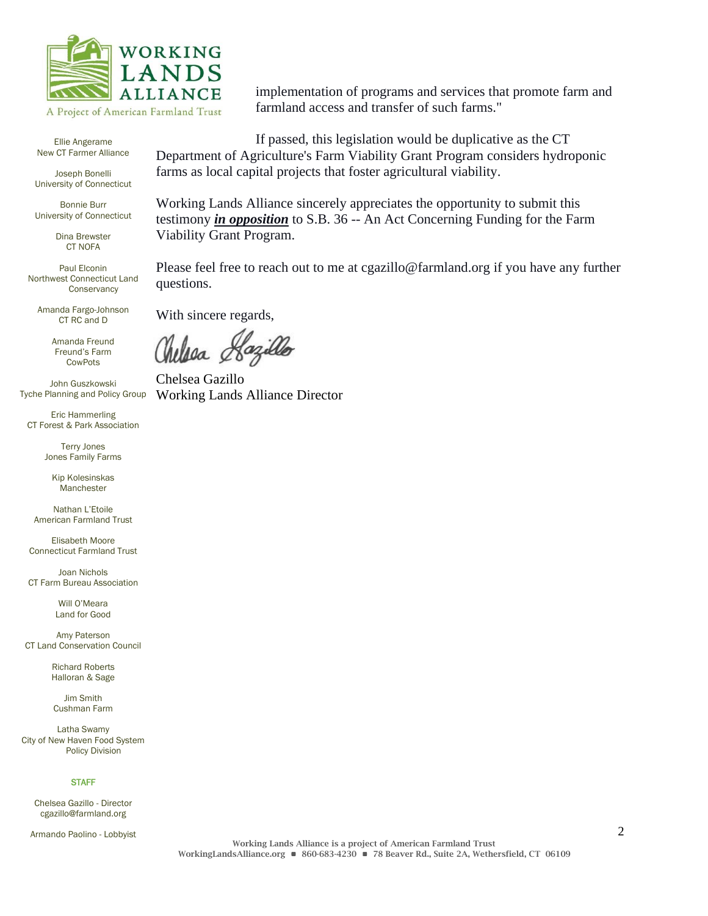implementation of programs and services that promote farm and farmland access and transfer of such farms."

If passed, this legislation would be duplicative as the CT Department of Agriculture's Farm Viability Grant Program considers hydroponic farms as local capital projects that foster agricultural viability.

Working Lands Alliance sincerely appreciates the opportunity to submit this testimony ***in opposition*** to S.B. 36 -- An Act Concerning Funding for the Farm Viability Grant Program.

Please feel free to reach out to me at cgazillo@farmland.org if you have any further questions.

With sincere regards,

Chelsea Gazillo
Working Lands Alliance Director

---

Ellie Angerame
New CT Farmer Alliance

Joseph Bonelli
University of Connecticut

Bonnie Burr
University of Connecticut

Dina Brewster
CT NOFA

Paul Elconin
Northwest Connecticut Land Conservancy

Amanda Fargo-Johnson
CT RC and D

Amanda Freund
Freund's Farm
CowPots

John Guszkowski
Tyche Planning and Policy Group

Eric Hammerling
CT Forest & Park Association

Terry Jones
Jones Family Farms

Kip Kolesinskas
Manchester

Nathan L'Etoile
American Farmland Trust

Elisabeth Moore
Connecticut Farmland Trust

Joan Nichols
CT Farm Bureau Association

Will O'Meara
Land for Good

Amy Paterson
CT Land Conservation Council

Richard Roberts
Halloran & Sage

Jim Smith
Cushman Farm

Latha Swamy
City of New Haven Food System Policy Division

STAFF

Chelsea Gazillo - Director
cgazillo@farmland.org

Armando Paolino - Lobbyist